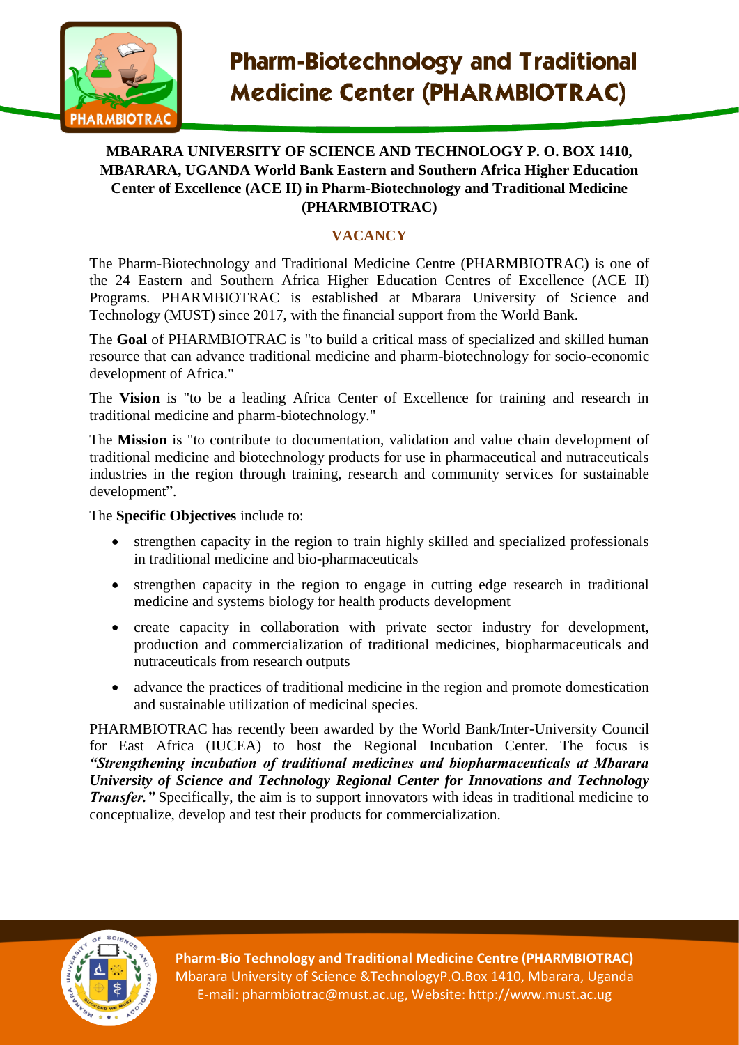# Pharm-Biotechnology and Traditional Medicine Center (PHARMBIOTRAC)

**MBARARA UNIVERSITY OF SCIENCE AND TECHNOLOGY P. O. BOX 1410, MBARARA, UGANDA World Bank Eastern and Southern Africa Higher Education Center of Excellence (ACE II) in Pharm-Biotechnology and Traditional Medicine (PHARMBIOTRAC)**

## VACANCY

The Pharm-Biotechnology and Traditional Medicine Centre (PHARMBIOTRAC) is one of the 24 Eastern and Southern Africa Higher Education Centres of Excellence (ACE II) Programs. PHARMBIOTRAC is established at Mbarara University of Science and Technology (MUST) since 2017, with the financial support from the World Bank.

The **Goal** of PHARMBIOTRAC is "to build a critical mass of specialized and skilled human resource that can advance traditional medicine and pharm-biotechnology for socio-economic development of Africa."

The **Vision** is "to be a leading Africa Center of Excellence for training and research in traditional medicine and pharm-biotechnology."

The **Mission** is "to contribute to documentation, validation and value chain development of traditional medicine and biotechnology products for use in pharmaceutical and nutraceuticals industries in the region through training, research and community services for sustainable development".

The **Specific Objectives** include to:

- strengthen capacity in the region to train highly skilled and specialized professionals in traditional medicine and bio-pharmaceuticals
- strengthen capacity in the region to engage in cutting edge research in traditional medicine and systems biology for health products development
- create capacity in collaboration with private sector industry for development, production and commercialization of traditional medicines, biopharmaceuticals and nutraceuticals from research outputs
- advance the practices of traditional medicine in the region and promote domestication and sustainable utilization of medicinal species.

PHARMBIOTRAC has recently been awarded by the World Bank/Inter-University Council for East Africa (IUCEA) to host the Regional Incubation Center. The focus is ***"Strengthening incubation of traditional medicines and biopharmaceuticals at Mbarara University of Science and Technology Regional Center for Innovations and Technology Transfer."*** Specifically, the aim is to support innovators with ideas in traditional medicine to conceptualize, develop and test their products for commercialization.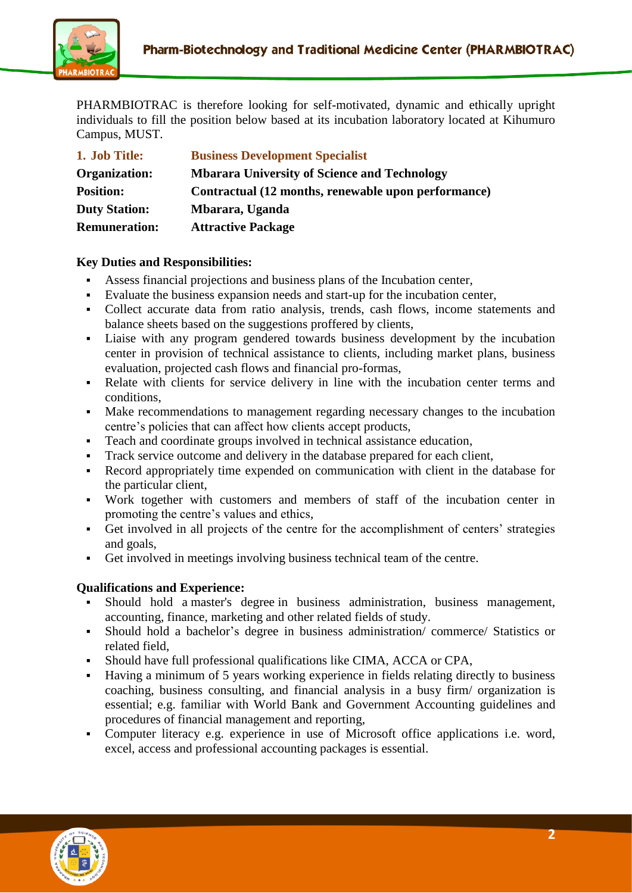PHARMBIOTRAC is therefore looking for self-motivated, dynamic and ethically upright individuals to fill the position below based at its incubation laboratory located at Kihumuro Campus, MUST.

| | |
|---|---|
| **1. Job Title:** | **Business Development Specialist** |
| **Organization:** | **Mbarara University of Science and Technology** |
| **Position:** | **Contractual (12 months, renewable upon performance)** |
| **Duty Station:** | **Mbarara, Uganda** |
| **Remuneration:** | **Attractive Package** |

**Key Duties and Responsibilities:**

- Assess financial projections and business plans of the Incubation center,
- Evaluate the business expansion needs and start-up for the incubation center,
- Collect accurate data from ratio analysis, trends, cash flows, income statements and balance sheets based on the suggestions proffered by clients,
- Liaise with any program gendered towards business development by the incubation center in provision of technical assistance to clients, including market plans, business evaluation, projected cash flows and financial pro-formas,
- Relate with clients for service delivery in line with the incubation center terms and conditions,
- Make recommendations to management regarding necessary changes to the incubation centre's policies that can affect how clients accept products,
- Teach and coordinate groups involved in technical assistance education,
- Track service outcome and delivery in the database prepared for each client,
- Record appropriately time expended on communication with client in the database for the particular client,
- Work together with customers and members of staff of the incubation center in promoting the centre's values and ethics,
- Get involved in all projects of the centre for the accomplishment of centers' strategies and goals,
- Get involved in meetings involving business technical team of the centre.

**Qualifications and Experience:**

- Should hold a master's degree in business administration, business management, accounting, finance, marketing and other related fields of study.
- Should hold a bachelor's degree in business administration/ commerce/ Statistics or related field,
- Should have full professional qualifications like CIMA, ACCA or CPA,
- Having a minimum of 5 years working experience in fields relating directly to business coaching, business consulting, and financial analysis in a busy firm/ organization is essential; e.g. familiar with World Bank and Government Accounting guidelines and procedures of financial management and reporting,
- Computer literacy e.g. experience in use of Microsoft office applications i.e. word, excel, access and professional accounting packages is essential.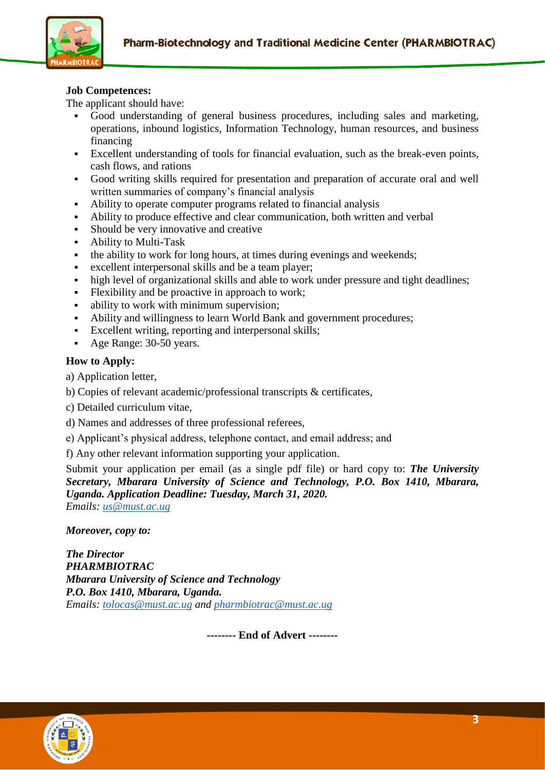**Job Competences:**

The applicant should have:

- Good understanding of general business procedures, including sales and marketing, operations, inbound logistics, Information Technology, human resources, and business financing
- Excellent understanding of tools for financial evaluation, such as the break-even points, cash flows, and rations
- Good writing skills required for presentation and preparation of accurate oral and well written summaries of company's financial analysis
- Ability to operate computer programs related to financial analysis
- Ability to produce effective and clear communication, both written and verbal
- Should be very innovative and creative
- Ability to Multi-Task
- the ability to work for long hours, at times during evenings and weekends;
- excellent interpersonal skills and be a team player;
- high level of organizational skills and able to work under pressure and tight deadlines;
- Flexibility and be proactive in approach to work;
- ability to work with minimum supervision;
- Ability and willingness to learn World Bank and government procedures;
- Excellent writing, reporting and interpersonal skills;
- Age Range: 30-50 years.

**How to Apply:**

a) Application letter,

b) Copies of relevant academic/professional transcripts & certificates,

c) Detailed curriculum vitae,

d) Names and addresses of three professional referees,

e) Applicant's physical address, telephone contact, and email address; and

f) Any other relevant information supporting your application.

Submit your application per email (as a single pdf file) or hard copy to: ***The University Secretary, Mbarara University of Science and Technology, P.O. Box 1410, Mbarara, Uganda. Application Deadline: Tuesday, March 31, 2020.***
*Emails: us@must.ac.ug*

***Moreover, copy to:***

***The Director***
***PHARMBIOTRAC***
***Mbarara University of Science and Technology***
***P.O. Box 1410, Mbarara, Uganda.***
*Emails: tolocas@must.ac.ug and pharmbiotrac@must.ac.ug*

**-------- End of Advert --------**